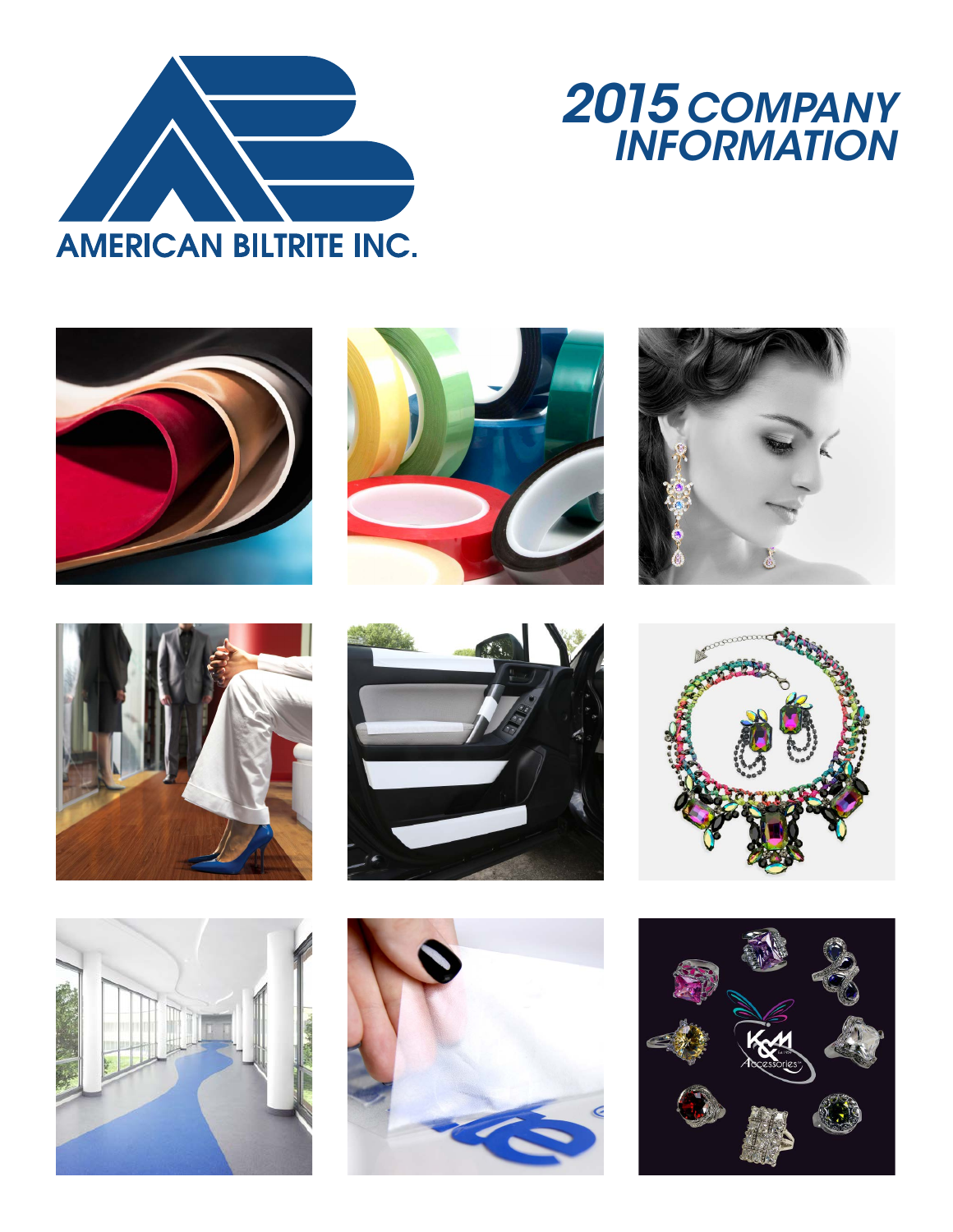AMERICAN BILTRITE INC.

# 2015 COMPANY INFORMATION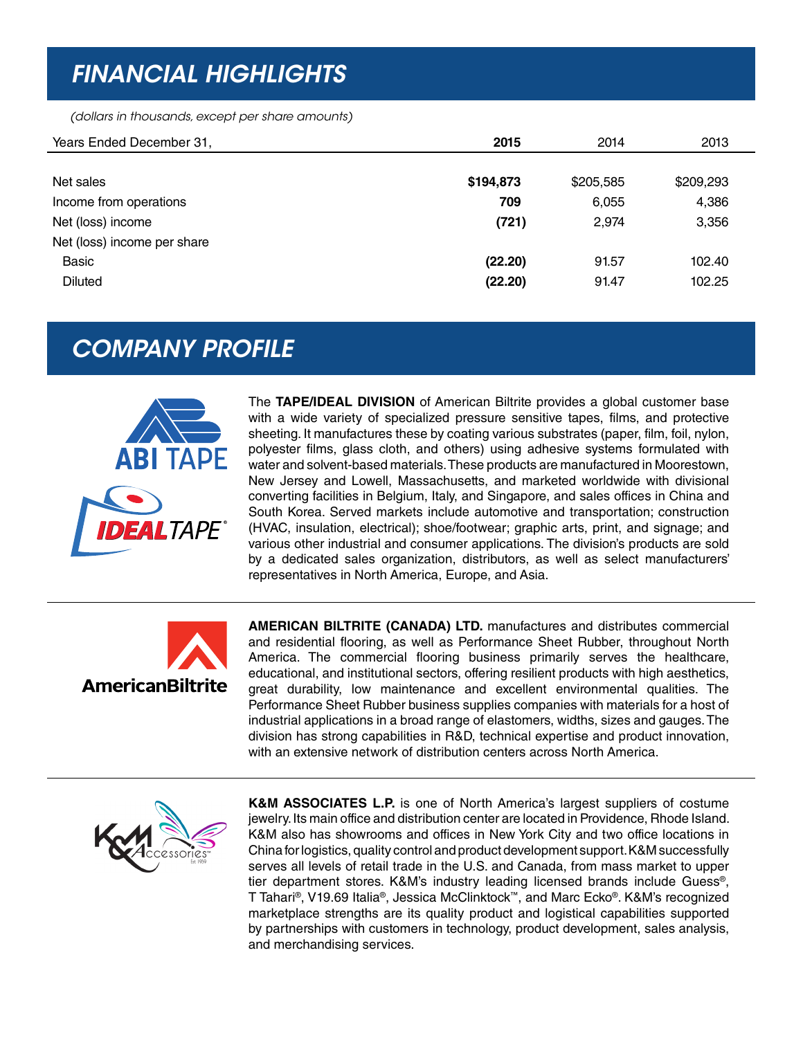# FINANCIAL HIGHLIGHTS

*(dollars in thousands, except per share amounts)*

| Years Ended December 31, | **2015** | 2014 | 2013 |
|---|---|---|---|
| Net sales | **$194,873** | $205,585 | $209,293 |
| Income from operations | **709** | 6,055 | 4,386 |
| Net (loss) income | **(721)** | 2,974 | 3,356 |
| Net (loss) income per share | | | |
| Basic | **(22.20)** | 91.57 | 102.40 |
| Diluted | **(22.20)** | 91.47 | 102.25 |

# COMPANY PROFILE

The **TAPE/IDEAL DIVISION** of American Biltrite provides a global customer base with a wide variety of specialized pressure sensitive tapes, films, and protective sheeting. It manufactures these by coating various substrates (paper, film, foil, nylon, polyester films, glass cloth, and others) using adhesive systems formulated with water and solvent-based materials. These products are manufactured in Moorestown, New Jersey and Lowell, Massachusetts, and marketed worldwide with divisional converting facilities in Belgium, Italy, and Singapore, and sales offices in China and South Korea. Served markets include automotive and transportation; construction (HVAC, insulation, electrical); shoe/footwear; graphic arts, print, and signage; and various other industrial and consumer applications. The division's products are sold by a dedicated sales organization, distributors, as well as select manufacturers' representatives in North America, Europe, and Asia.

---

**AMERICAN BILTRITE (CANADA) LTD.** manufactures and distributes commercial and residential flooring, as well as Performance Sheet Rubber, throughout North America. The commercial flooring business primarily serves the healthcare, educational, and institutional sectors, offering resilient products with high aesthetics, great durability, low maintenance and excellent environmental qualities. The Performance Sheet Rubber business supplies companies with materials for a host of industrial applications in a broad range of elastomers, widths, sizes and gauges. The division has strong capabilities in R&D, technical expertise and product innovation, with an extensive network of distribution centers across North America.

---

**K&M ASSOCIATES L.P.** is one of North America's largest suppliers of costume jewelry. Its main office and distribution center are located in Providence, Rhode Island. K&M also has showrooms and offices in New York City and two office locations in China for logistics, quality control and product development support. K&M successfully serves all levels of retail trade in the U.S. and Canada, from mass market to upper tier department stores. K&M's industry leading licensed brands include Guess®, T Tahari®, V19.69 Italia®, Jessica McClinktock™, and Marc Ecko®. K&M's recognized marketplace strengths are its quality product and logistical capabilities supported by partnerships with customers in technology, product development, sales analysis, and merchandising services.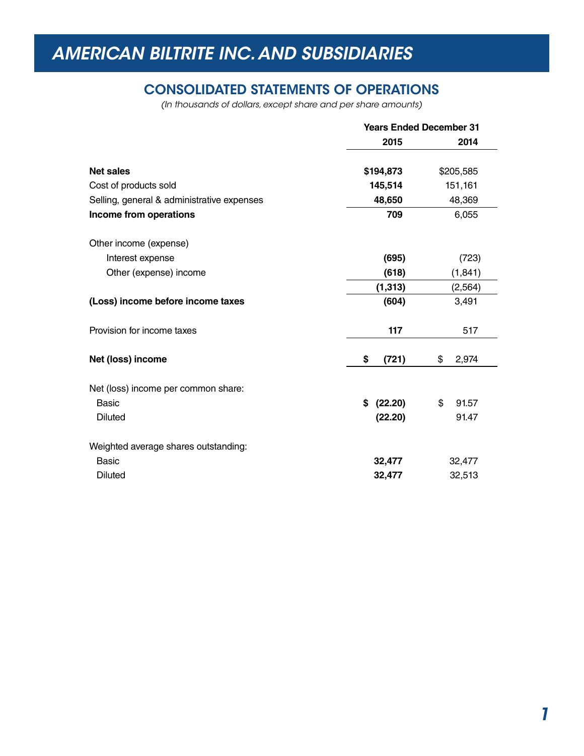# AMERICAN BILTRITE INC. AND SUBSIDIARIES

## CONSOLIDATED STATEMENTS OF OPERATIONS

*(In thousands of dollars, except share and per share amounts)*

| | Years Ended December 31 | |
|---|---|---|
| | **2015** | **2014** |
| **Net sales** | **$194,873** | $205,585 |
| Cost of products sold | **145,514** | 151,161 |
| Selling, general & administrative expenses | **48,650** | 48,369 |
| **Income from operations** | **709** | 6,055 |
| Other income (expense) | | |
| Interest expense | **(695)** | (723) |
| Other (expense) income | **(618)** | (1,841) |
| | **(1,313)** | (2,564) |
| **(Loss) income before income taxes** | **(604)** | 3,491 |
| Provision for income taxes | **117** | 517 |
| **Net (loss) income** | **$ (721)** | $ 2,974 |
| Net (loss) income per common share: | | |
| Basic | **$ (22.20)** | $ 91.57 |
| Diluted | **(22.20)** | 91.47 |
| Weighted average shares outstanding: | | |
| Basic | **32,477** | 32,477 |
| Diluted | **32,477** | 32,513 |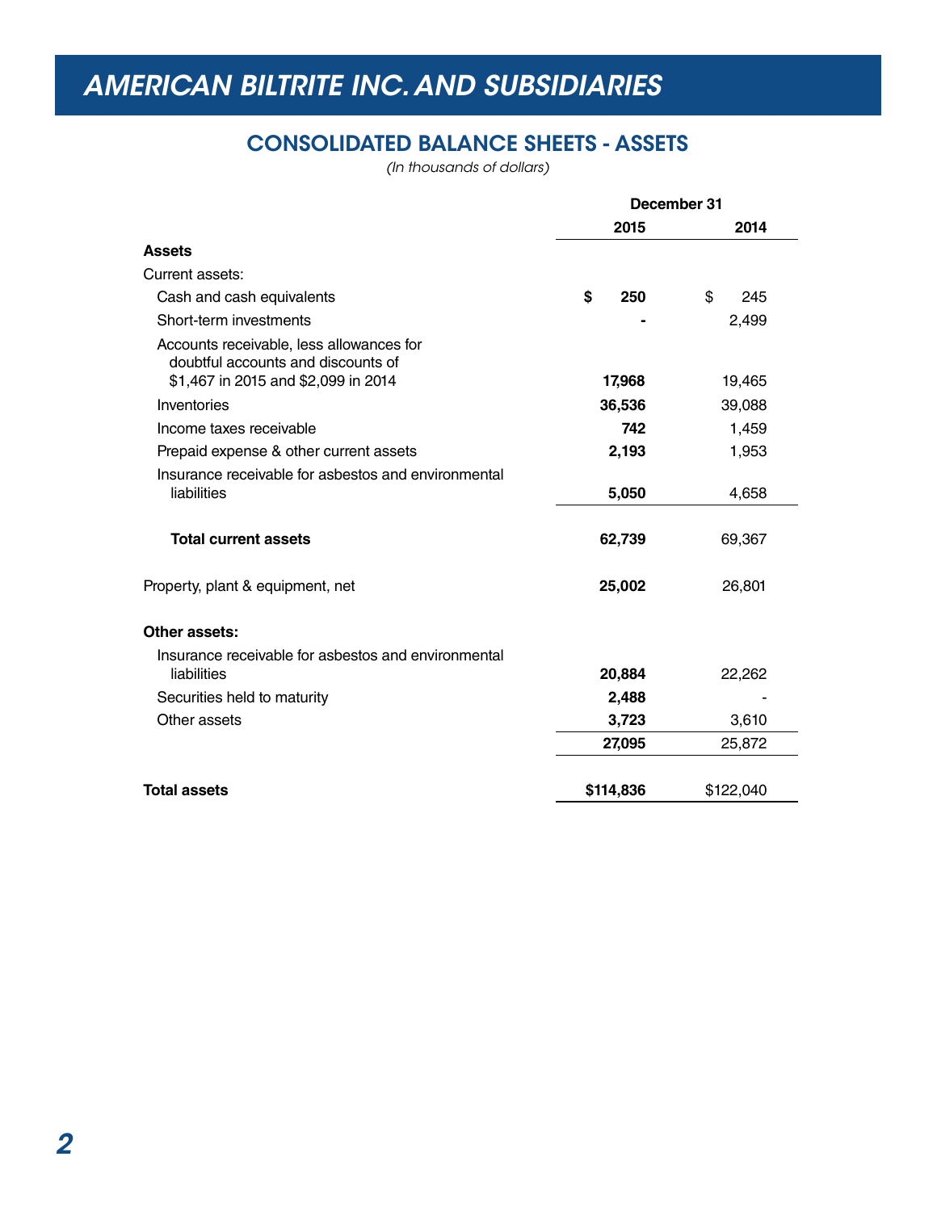# AMERICAN BILTRITE INC. AND SUBSIDIARIES

## CONSOLIDATED BALANCE SHEETS - ASSETS

*(In thousands of dollars)*

| | December 31 | |
|---|---|---|
| | **2015** | **2014** |
| **Assets** | | |
| Current assets: | | |
| Cash and cash equivalents | **$ 250** | $ 245 |
| Short-term investments | **-** | 2,499 |
| Accounts receivable, less allowances for doubtful accounts and discounts of $1,467 in 2015 and $2,099 in 2014 | **17,968** | 19,465 |
| Inventories | **36,536** | 39,088 |
| Income taxes receivable | **742** | 1,459 |
| Prepaid expense & other current assets | **2,193** | 1,953 |
| Insurance receivable for asbestos and environmental liabilities | **5,050** | 4,658 |
| **Total current assets** | **62,739** | 69,367 |
| Property, plant & equipment, net | **25,002** | 26,801 |
| **Other assets:** | | |
| Insurance receivable for asbestos and environmental liabilities | **20,884** | 22,262 |
| Securities held to maturity | **2,488** | - |
| Other assets | **3,723** | 3,610 |
| | **27,095** | 25,872 |
| **Total assets** | **$114,836** | $122,040 |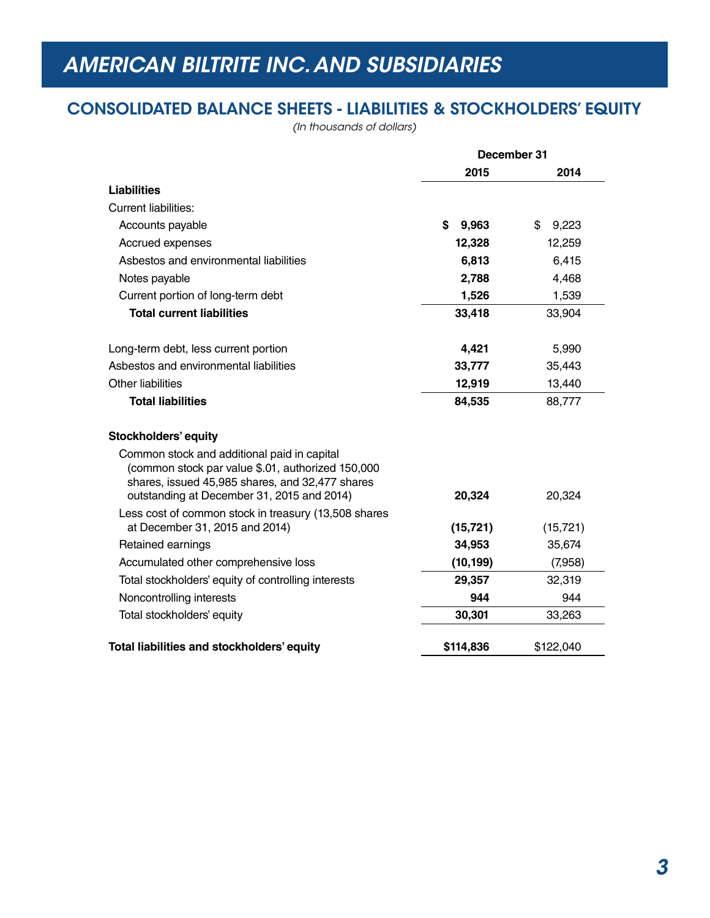# AMERICAN BILTRITE INC. AND SUBSIDIARIES

## CONSOLIDATED BALANCE SHEETS - LIABILITIES & STOCKHOLDERS' EQUITY

*(In thousands of dollars)*

| | December 31 | |
|---|---|---|
| | **2015** | **2014** |
| **Liabilities** | | |
| Current liabilities: | | |
| Accounts payable | **$ 9,963** | $ 9,223 |
| Accrued expenses | **12,328** | 12,259 |
| Asbestos and environmental liabilities | **6,813** | 6,415 |
| Notes payable | **2,788** | 4,468 |
| Current portion of long-term debt | **1,526** | 1,539 |
| **Total current liabilities** | **33,418** | 33,904 |
| | | |
| Long-term debt, less current portion | **4,421** | 5,990 |
| Asbestos and environmental liabilities | **33,777** | 35,443 |
| Other liabilities | **12,919** | 13,440 |
| **Total liabilities** | **84,535** | 88,777 |
| | | |
| **Stockholders' equity** | | |
| Common stock and additional paid in capital (common stock par value $.01, authorized 150,000 shares, issued 45,985 shares, and 32,477 shares outstanding at December 31, 2015 and 2014) | **20,324** | 20,324 |
| Less cost of common stock in treasury (13,508 shares at December 31, 2015 and 2014) | **(15,721)** | (15,721) |
| Retained earnings | **34,953** | 35,674 |
| Accumulated other comprehensive loss | **(10,199)** | (7,958) |
| Total stockholders' equity of controlling interests | **29,357** | 32,319 |
| Noncontrolling interests | **944** | 944 |
| Total stockholders' equity | **30,301** | 33,263 |
| | | |
| **Total liabilities and stockholders' equity** | **$114,836** | $122,040 |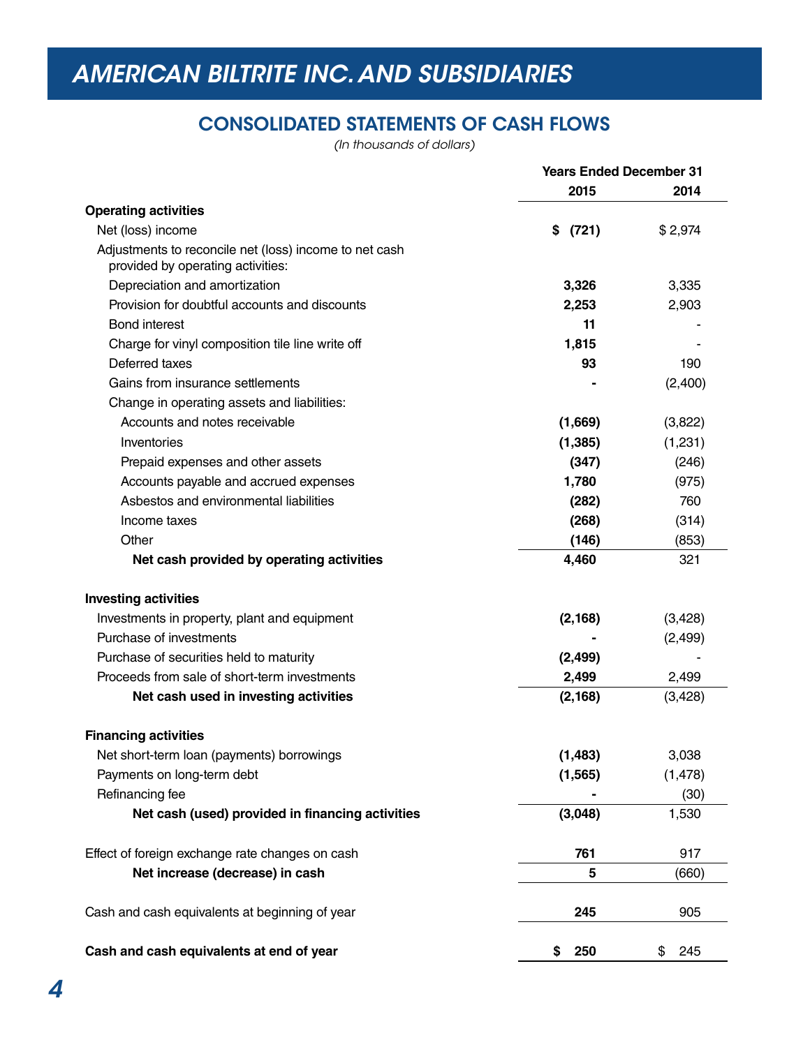# AMERICAN BILTRITE INC. AND SUBSIDIARIES

## CONSOLIDATED STATEMENTS OF CASH FLOWS

*(In thousands of dollars)*

| | Years Ended December 31 | |
|---|---|---|
| | **2015** | **2014** |
| **Operating activities** | | |
| Net (loss) income | **$ (721)** | $ 2,974 |
| Adjustments to reconcile net (loss) income to net cash provided by operating activities: | | |
| Depreciation and amortization | **3,326** | 3,335 |
| Provision for doubtful accounts and discounts | **2,253** | 2,903 |
| Bond interest | **11** | - |
| Charge for vinyl composition tile line write off | **1,815** | - |
| Deferred taxes | **93** | 190 |
| Gains from insurance settlements | **-** | (2,400) |
| Change in operating assets and liabilities: | | |
| Accounts and notes receivable | **(1,669)** | (3,822) |
| Inventories | **(1,385)** | (1,231) |
| Prepaid expenses and other assets | **(347)** | (246) |
| Accounts payable and accrued expenses | **1,780** | (975) |
| Asbestos and environmental liabilities | **(282)** | 760 |
| Income taxes | **(268)** | (314) |
| Other | **(146)** | (853) |
| **Net cash provided by operating activities** | **4,460** | 321 |
| **Investing activities** | | |
| Investments in property, plant and equipment | **(2,168)** | (3,428) |
| Purchase of investments | **-** | (2,499) |
| Purchase of securities held to maturity | **(2,499)** | - |
| Proceeds from sale of short-term investments | **2,499** | 2,499 |
| **Net cash used in investing activities** | **(2,168)** | (3,428) |
| **Financing activities** | | |
| Net short-term loan (payments) borrowings | **(1,483)** | 3,038 |
| Payments on long-term debt | **(1,565)** | (1,478) |
| Refinancing fee | **-** | (30) |
| **Net cash (used) provided in financing activities** | **(3,048)** | 1,530 |
| Effect of foreign exchange rate changes on cash | **761** | 917 |
| **Net increase (decrease) in cash** | **5** | (660) |
| Cash and cash equivalents at beginning of year | **245** | 905 |
| **Cash and cash equivalents at end of year** | **$ 250** | $ 245 |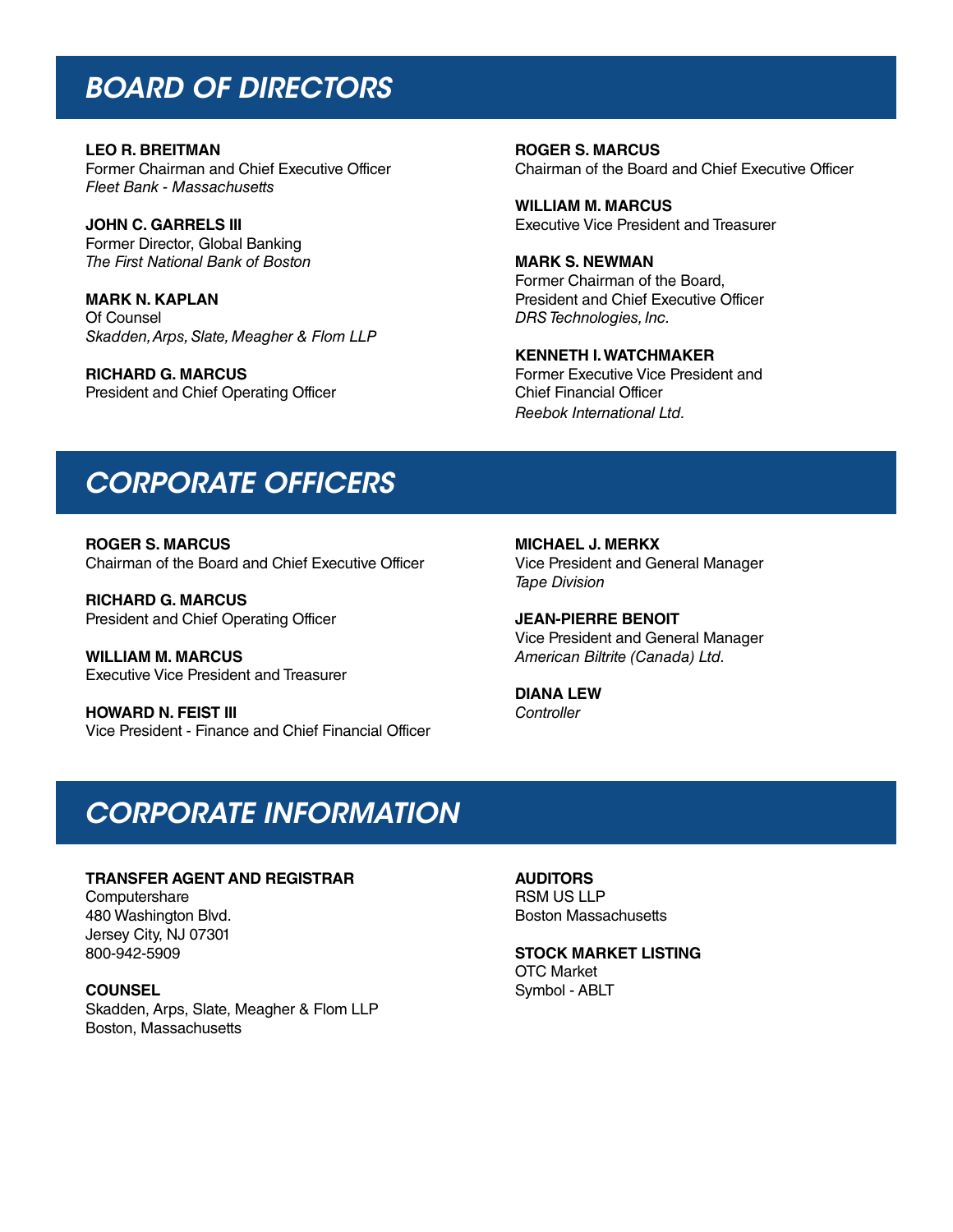# BOARD OF DIRECTORS

**LEO R. BREITMAN**
Former Chairman and Chief Executive Officer
*Fleet Bank - Massachusetts*

**JOHN C. GARRELS III**
Former Director, Global Banking
*The First National Bank of Boston*

**MARK N. KAPLAN**
Of Counsel
*Skadden, Arps, Slate, Meagher & Flom LLP*

**RICHARD G. MARCUS**
President and Chief Operating Officer

**ROGER S. MARCUS**
Chairman of the Board and Chief Executive Officer

**WILLIAM M. MARCUS**
Executive Vice President and Treasurer

**MARK S. NEWMAN**
Former Chairman of the Board,
President and Chief Executive Officer
*DRS Technologies, Inc.*

**KENNETH I. WATCHMAKER**
Former Executive Vice President and
Chief Financial Officer
*Reebok International Ltd.*

# CORPORATE OFFICERS

**ROGER S. MARCUS**
Chairman of the Board and Chief Executive Officer

**RICHARD G. MARCUS**
President and Chief Operating Officer

**WILLIAM M. MARCUS**
Executive Vice President and Treasurer

**HOWARD N. FEIST III**
Vice President - Finance and Chief Financial Officer

**MICHAEL J. MERKX**
Vice President and General Manager
*Tape Division*

**JEAN-PIERRE BENOIT**
Vice President and General Manager
*American Biltrite (Canada) Ltd.*

**DIANA LEW**
*Controller*

# CORPORATE INFORMATION

**TRANSFER AGENT AND REGISTRAR**
Computershare
480 Washington Blvd.
Jersey City, NJ 07301
800-942-5909

**COUNSEL**
Skadden, Arps, Slate, Meagher & Flom LLP
Boston, Massachusetts

**AUDITORS**
RSM US LLP
Boston Massachusetts

**STOCK MARKET LISTING**
OTC Market
Symbol - ABLT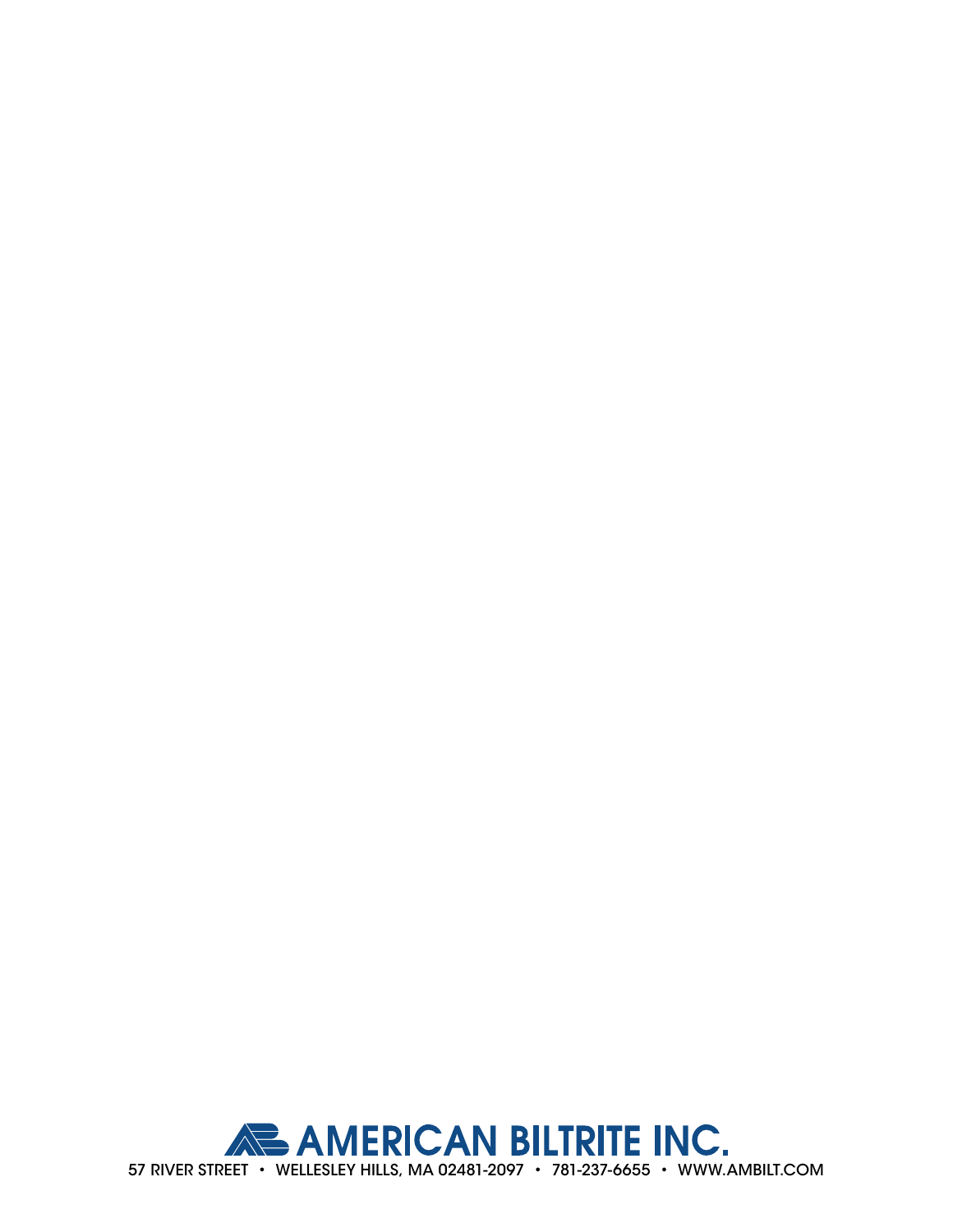**AMERICAN BILTRITE INC.**

57 RIVER STREET • WELLESLEY HILLS, MA 02481-2097 • 781-237-6655 • WWW.AMBILT.COM